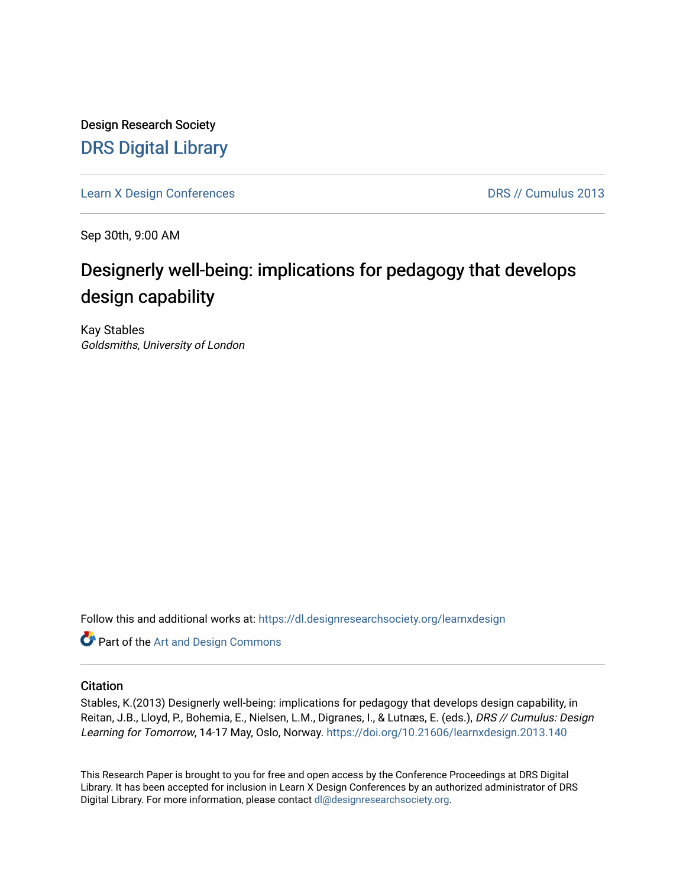Design Research Society

# DRS Digital Library

Learn X Design Conferences

DRS // Cumulus 2013

Sep 30th, 9:00 AM

## Designerly well-being: implications for pedagogy that develops design capability

Kay Stables

*Goldsmiths, University of London*

Follow this and additional works at: https://dl.designresearchsociety.org/learnxdesign

Part of the Art and Design Commons

### Citation

Stables, K.(2013) Designerly well-being: implications for pedagogy that develops design capability, in Reitan, J.B., Lloyd, P., Bohemia, E., Nielsen, L.M., Digranes, I., & Lutnæs, E. (eds.), *DRS // Cumulus: Design Learning for Tomorrow*, 14-17 May, Oslo, Norway. https://doi.org/10.21606/learnxdesign.2013.140

This Research Paper is brought to you for free and open access by the Conference Proceedings at DRS Digital Library. It has been accepted for inclusion in Learn X Design Conferences by an authorized administrator of DRS Digital Library. For more information, please contact dl@designresearchsociety.org.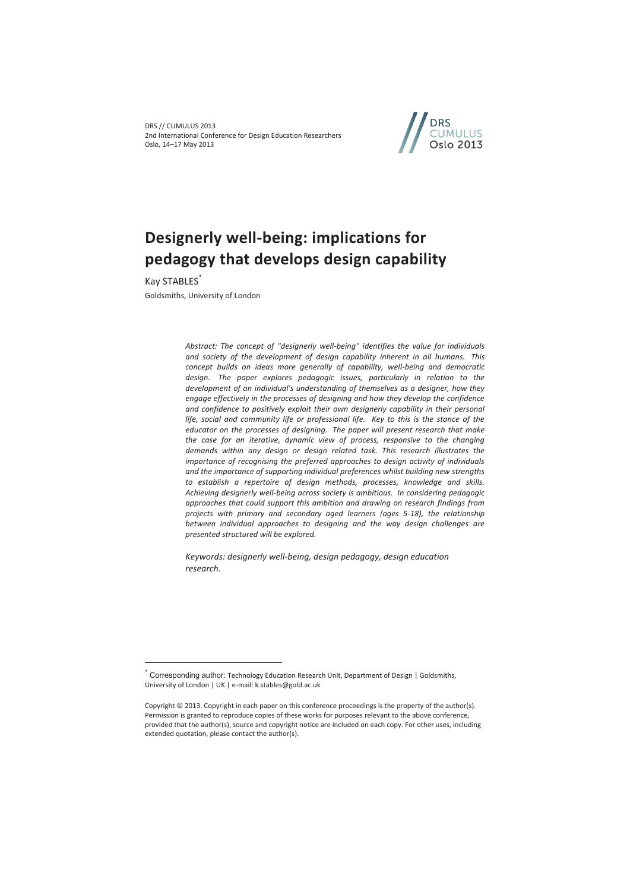# Designerly well-being: implications for pedagogy that develops design capability

Kay STABLES[*]

Goldsmiths, University of London

*Abstract: The concept of "designerly well-being" identifies the value for individuals and society of the development of design capability inherent in all humans. This concept builds on ideas more generally of capability, well-being and democratic design. The paper explores pedagogic issues, particularly in relation to the development of an individual's understanding of themselves as a designer, how they engage effectively in the processes of designing and how they develop the confidence and confidence to positively exploit their own designerly capability in their personal life, social and community life or professional life. Key to this is the stance of the educator on the processes of designing. The paper will present research that make the case for an iterative, dynamic view of process, responsive to the changing demands within any design or design related task. This research illustrates the importance of recognising the preferred approaches to design activity of individuals and the importance of supporting individual preferences whilst building new strengths to establish a repertoire of design methods, processes, knowledge and skills. Achieving designerly well-being across society is ambitious. In considering pedagogic approaches that could support this ambition and drawing on research findings from projects with primary and secondary aged learners (ages 5-18), the relationship between individual approaches to designing and the way design challenges are presented structured will be explored.*

*Keywords: designerly well-being, design pedagogy, design education research.*

---

[*] Corresponding author: Technology Education Research Unit, Department of Design | Goldsmiths, University of London | UK | e-mail: k.stables@gold.ac.uk

Copyright © 2013. Copyright in each paper on this conference proceedings is the property of the author(s). Permission is granted to reproduce copies of these works for purposes relevant to the above conference, provided that the author(s), source and copyright notice are included on each copy. For other uses, including extended quotation, please contact the author(s).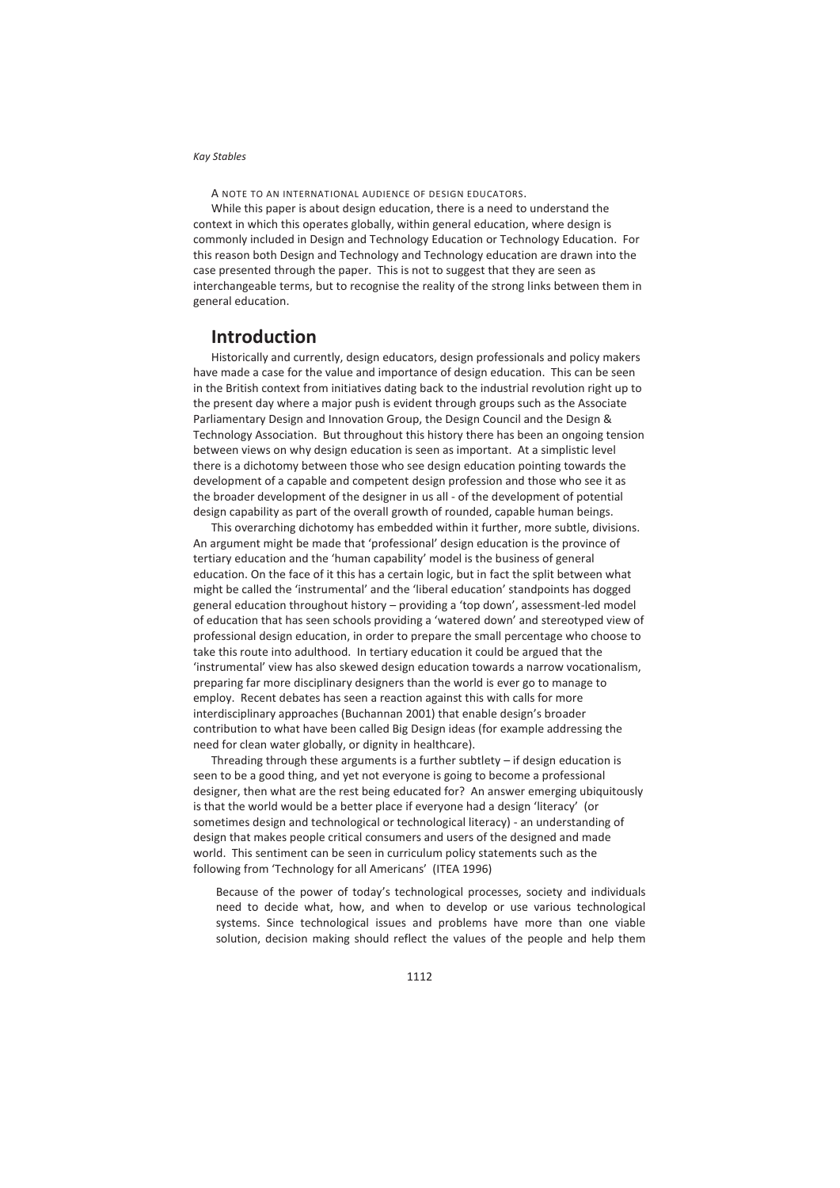A NOTE TO AN INTERNATIONAL AUDIENCE OF DESIGN EDUCATORS.

While this paper is about design education, there is a need to understand the context in which this operates globally, within general education, where design is commonly included in Design and Technology Education or Technology Education. For this reason both Design and Technology and Technology education are drawn into the case presented through the paper. This is not to suggest that they are seen as interchangeable terms, but to recognise the reality of the strong links between them in general education.

## Introduction

Historically and currently, design educators, design professionals and policy makers have made a case for the value and importance of design education. This can be seen in the British context from initiatives dating back to the industrial revolution right up to the present day where a major push is evident through groups such as the Associate Parliamentary Design and Innovation Group, the Design Council and the Design & Technology Association. But throughout this history there has been an ongoing tension between views on why design education is seen as important. At a simplistic level there is a dichotomy between those who see design education pointing towards the development of a capable and competent design profession and those who see it as the broader development of the designer in us all - of the development of potential design capability as part of the overall growth of rounded, capable human beings.

This overarching dichotomy has embedded within it further, more subtle, divisions. An argument might be made that 'professional' design education is the province of tertiary education and the 'human capability' model is the business of general education. On the face of it this has a certain logic, but in fact the split between what might be called the 'instrumental' and the 'liberal education' standpoints has dogged general education throughout history – providing a 'top down', assessment-led model of education that has seen schools providing a 'watered down' and stereotyped view of professional design education, in order to prepare the small percentage who choose to take this route into adulthood. In tertiary education it could be argued that the 'instrumental' view has also skewed design education towards a narrow vocationalism, preparing far more disciplinary designers than the world is ever go to manage to employ. Recent debates has seen a reaction against this with calls for more interdisciplinary approaches (Buchannan 2001) that enable design's broader contribution to what have been called Big Design ideas (for example addressing the need for clean water globally, or dignity in healthcare).

Threading through these arguments is a further subtlety – if design education is seen to be a good thing, and yet not everyone is going to become a professional designer, then what are the rest being educated for? An answer emerging ubiquitously is that the world would be a better place if everyone had a design 'literacy' (or sometimes design and technological or technological literacy) - an understanding of design that makes people critical consumers and users of the designed and made world. This sentiment can be seen in curriculum policy statements such as the following from 'Technology for all Americans' (ITEA 1996)

> Because of the power of today's technological processes, society and individuals need to decide what, how, and when to develop or use various technological systems. Since technological issues and problems have more than one viable solution, decision making should reflect the values of the people and help them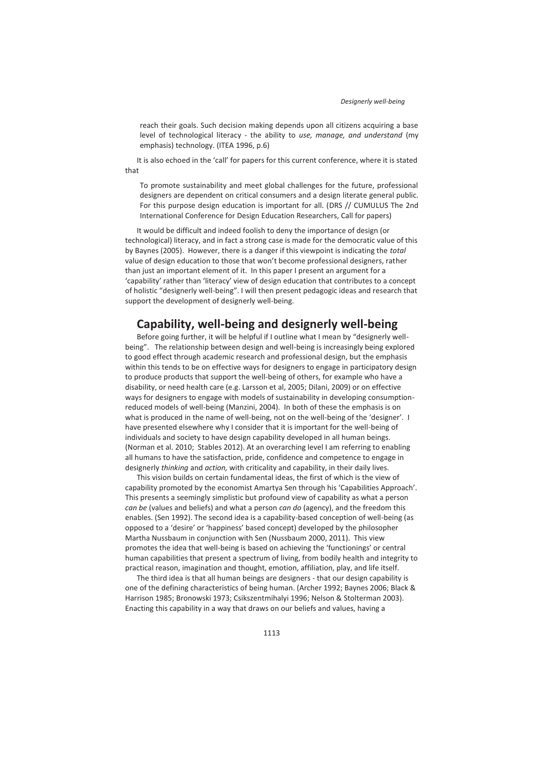> reach their goals. Such decision making depends upon all citizens acquiring a base level of technological literacy - the ability to *use, manage, and understand* (my emphasis) technology. (ITEA 1996, p.6)

It is also echoed in the 'call' for papers for this current conference, where it is stated that

> To promote sustainability and meet global challenges for the future, professional designers are dependent on critical consumers and a design literate general public. For this purpose design education is important for all. (DRS // CUMULUS The 2nd International Conference for Design Education Researchers, Call for papers)

It would be difficult and indeed foolish to deny the importance of design (or technological) literacy, and in fact a strong case is made for the democratic value of this by Baynes (2005). However, there is a danger if this viewpoint is indicating the *total* value of design education to those that won't become professional designers, rather than just an important element of it. In this paper I present an argument for a 'capability' rather than 'literacy' view of design education that contributes to a concept of holistic "designerly well-being". I will then present pedagogic ideas and research that support the development of designerly well-being.

## Capability, well-being and designerly well-being

Before going further, it will be helpful if I outline what I mean by "designerly well-being". The relationship between design and well-being is increasingly being explored to good effect through academic research and professional design, but the emphasis within this tends to be on effective ways for designers to engage in participatory design to produce products that support the well-being of others, for example who have a disability, or need health care (e.g. Larsson et al, 2005; Dilani, 2009) or on effective ways for designers to engage with models of sustainability in developing consumption-reduced models of well-being (Manzini, 2004). In both of these the emphasis is on what is produced in the name of well-being, not on the well-being of the 'designer'. I have presented elsewhere why I consider that it is important for the well-being of individuals and society to have design capability developed in all human beings. (Norman et al. 2010; Stables 2012). At an overarching level I am referring to enabling all humans to have the satisfaction, pride, confidence and competence to engage in designerly *thinking* and *action,* with criticality and capability, in their daily lives.

This vision builds on certain fundamental ideas, the first of which is the view of capability promoted by the economist Amartya Sen through his 'Capabilities Approach'. This presents a seemingly simplistic but profound view of capability as what a person *can be* (values and beliefs) and what a person *can do* (agency), and the freedom this enables. (Sen 1992). The second idea is a capability-based conception of well-being (as opposed to a 'desire' or 'happiness' based concept) developed by the philosopher Martha Nussbaum in conjunction with Sen (Nussbaum 2000, 2011). This view promotes the idea that well-being is based on achieving the 'functionings' or central human capabilities that present a spectrum of living, from bodily health and integrity to practical reason, imagination and thought, emotion, affiliation, play, and life itself.

The third idea is that all human beings are designers - that our design capability is one of the defining characteristics of being human. (Archer 1992; Baynes 2006; Black & Harrison 1985; Bronowski 1973; Csikszentmihalyi 1996; Nelson & Stolterman 2003). Enacting this capability in a way that draws on our beliefs and values, having a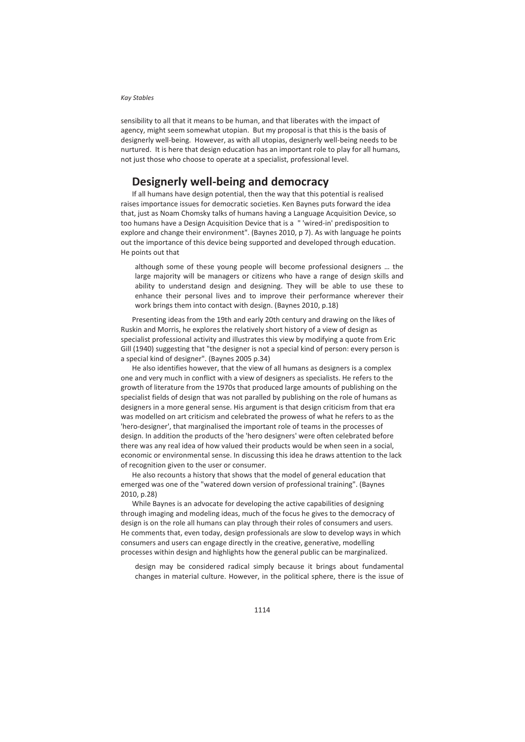sensibility to all that it means to be human, and that liberates with the impact of agency, might seem somewhat utopian. But my proposal is that this is the basis of designerly well-being. However, as with all utopias, designerly well-being needs to be nurtured. It is here that design education has an important role to play for all humans, not just those who choose to operate at a specialist, professional level.

## Designerly well-being and democracy

If all humans have design potential, then the way that this potential is realised raises importance issues for democratic societies. Ken Baynes puts forward the idea that, just as Noam Chomsky talks of humans having a Language Acquisition Device, so too humans have a Design Acquisition Device that is a " 'wired-in' predisposition to explore and change their environment". (Baynes 2010, p 7). As with language he points out the importance of this device being supported and developed through education. He points out that

> although some of these young people will become professional designers … the large majority will be managers or citizens who have a range of design skills and ability to understand design and designing. They will be able to use these to enhance their personal lives and to improve their performance wherever their work brings them into contact with design. (Baynes 2010, p.18)

Presenting ideas from the 19th and early 20th century and drawing on the likes of Ruskin and Morris, he explores the relatively short history of a view of design as specialist professional activity and illustrates this view by modifying a quote from Eric Gill (1940) suggesting that "the designer is not a special kind of person: every person is a special kind of designer". (Baynes 2005 p.34)

He also identifies however, that the view of all humans as designers is a complex one and very much in conflict with a view of designers as specialists. He refers to the growth of literature from the 1970s that produced large amounts of publishing on the specialist fields of design that was not paralled by publishing on the role of humans as designers in a more general sense. His argument is that design criticism from that era was modelled on art criticism and celebrated the prowess of what he refers to as the 'hero-designer', that marginalised the important role of teams in the processes of design. In addition the products of the 'hero designers' were often celebrated before there was any real idea of how valued their products would be when seen in a social, economic or environmental sense. In discussing this idea he draws attention to the lack of recognition given to the user or consumer.

He also recounts a history that shows that the model of general education that emerged was one of the "watered down version of professional training". (Baynes 2010, p.28)

While Baynes is an advocate for developing the active capabilities of designing through imaging and modeling ideas, much of the focus he gives to the democracy of design is on the role all humans can play through their roles of consumers and users. He comments that, even today, design professionals are slow to develop ways in which consumers and users can engage directly in the creative, generative, modelling processes within design and highlights how the general public can be marginalized.

> design may be considered radical simply because it brings about fundamental changes in material culture. However, in the political sphere, there is the issue of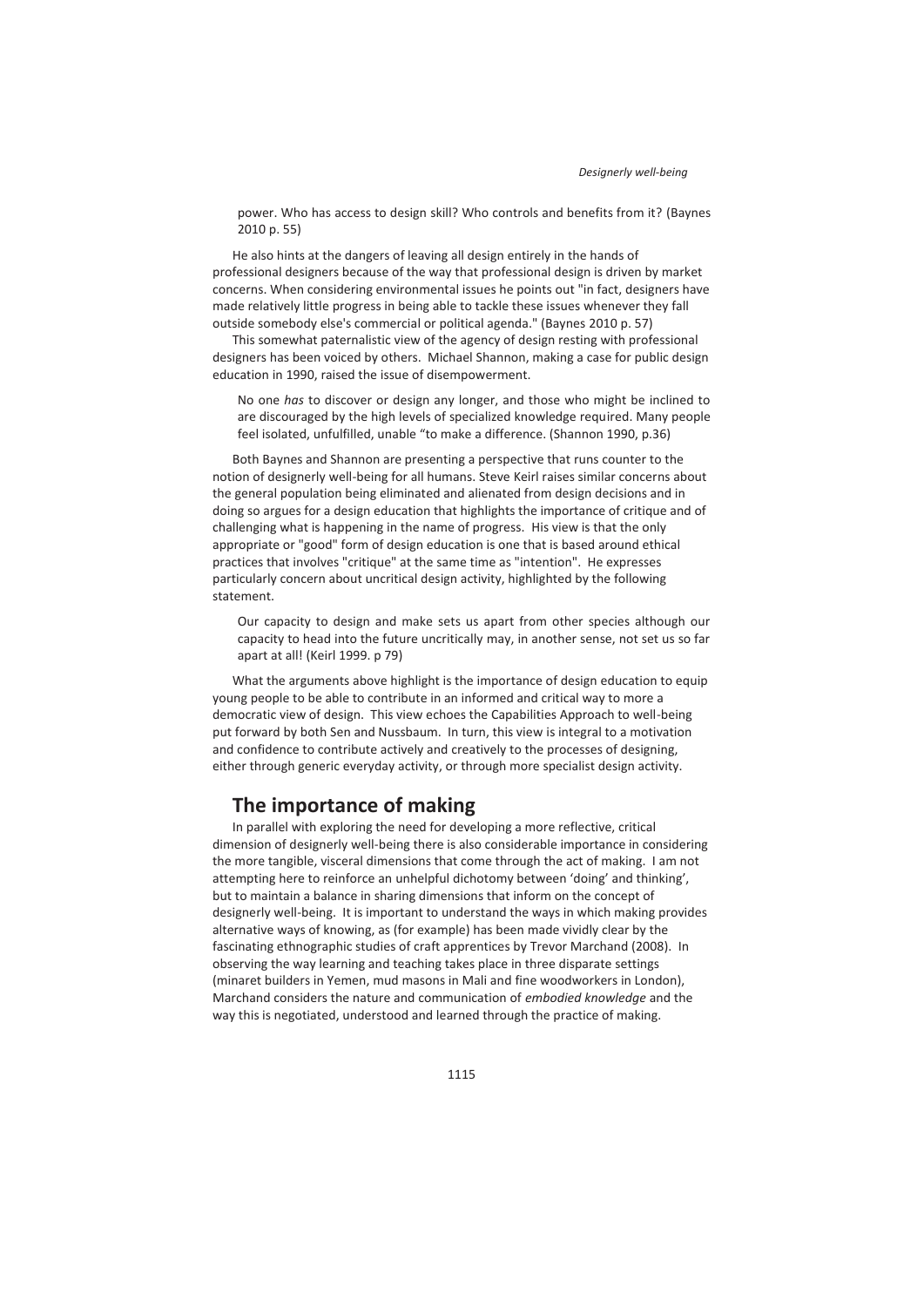power. Who has access to design skill? Who controls and benefits from it? (Baynes 2010 p. 55)

He also hints at the dangers of leaving all design entirely in the hands of professional designers because of the way that professional design is driven by market concerns. When considering environmental issues he points out "in fact, designers have made relatively little progress in being able to tackle these issues whenever they fall outside somebody else's commercial or political agenda." (Baynes 2010 p. 57)

This somewhat paternalistic view of the agency of design resting with professional designers has been voiced by others. Michael Shannon, making a case for public design education in 1990, raised the issue of disempowerment.

> No one *has* to discover or design any longer, and those who might be inclined to are discouraged by the high levels of specialized knowledge required. Many people feel isolated, unfulfilled, unable "to make a difference. (Shannon 1990, p.36)

Both Baynes and Shannon are presenting a perspective that runs counter to the notion of designerly well-being for all humans. Steve Keirl raises similar concerns about the general population being eliminated and alienated from design decisions and in doing so argues for a design education that highlights the importance of critique and of challenging what is happening in the name of progress. His view is that the only appropriate or "good" form of design education is one that is based around ethical practices that involves "critique" at the same time as "intention". He expresses particularly concern about uncritical design activity, highlighted by the following statement.

> Our capacity to design and make sets us apart from other species although our capacity to head into the future uncritically may, in another sense, not set us so far apart at all! (Keirl 1999. p 79)

What the arguments above highlight is the importance of design education to equip young people to be able to contribute in an informed and critical way to more a democratic view of design. This view echoes the Capabilities Approach to well-being put forward by both Sen and Nussbaum. In turn, this view is integral to a motivation and confidence to contribute actively and creatively to the processes of designing, either through generic everyday activity, or through more specialist design activity.

## The importance of making

In parallel with exploring the need for developing a more reflective, critical dimension of designerly well-being there is also considerable importance in considering the more tangible, visceral dimensions that come through the act of making. I am not attempting here to reinforce an unhelpful dichotomy between 'doing' and thinking', but to maintain a balance in sharing dimensions that inform on the concept of designerly well-being. It is important to understand the ways in which making provides alternative ways of knowing, as (for example) has been made vividly clear by the fascinating ethnographic studies of craft apprentices by Trevor Marchand (2008). In observing the way learning and teaching takes place in three disparate settings (minaret builders in Yemen, mud masons in Mali and fine woodworkers in London), Marchand considers the nature and communication of *embodied knowledge* and the way this is negotiated, understood and learned through the practice of making.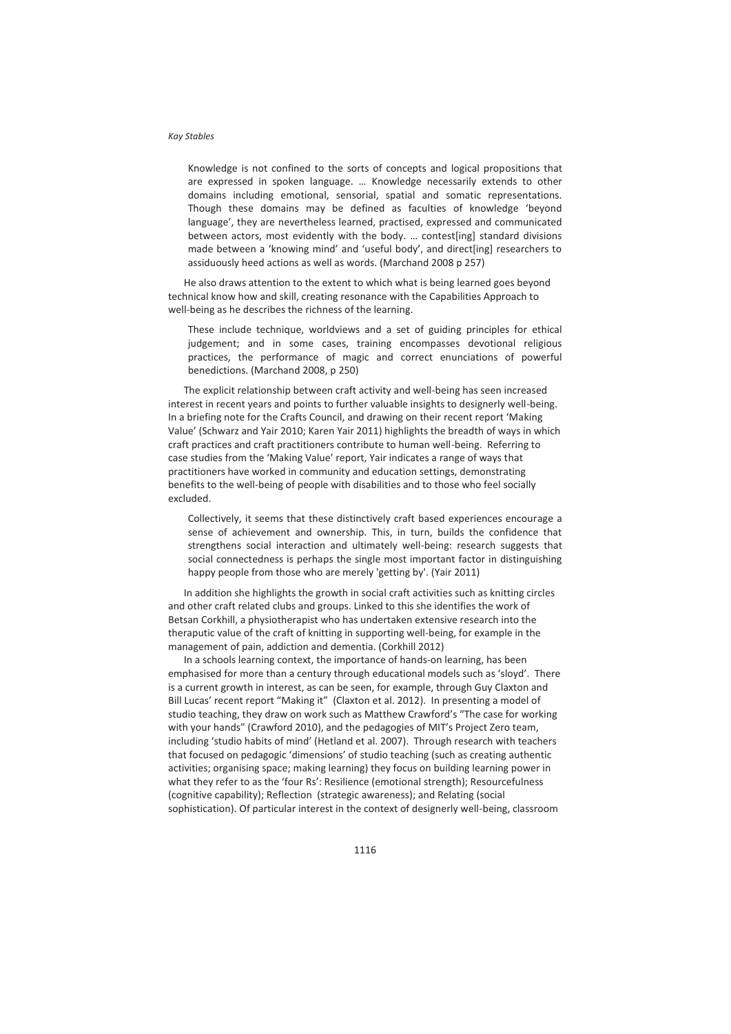> Knowledge is not confined to the sorts of concepts and logical propositions that are expressed in spoken language. … Knowledge necessarily extends to other domains including emotional, sensorial, spatial and somatic representations. Though these domains may be defined as faculties of knowledge 'beyond language', they are nevertheless learned, practised, expressed and communicated between actors, most evidently with the body. … contest[ing] standard divisions made between a 'knowing mind' and 'useful body', and direct[ing] researchers to assiduously heed actions as well as words. (Marchand 2008 p 257)

He also draws attention to the extent to which what is being learned goes beyond technical know how and skill, creating resonance with the Capabilities Approach to well-being as he describes the richness of the learning.

> These include technique, worldviews and a set of guiding principles for ethical judgement; and in some cases, training encompasses devotional religious practices, the performance of magic and correct enunciations of powerful benedictions. (Marchand 2008, p 250)

The explicit relationship between craft activity and well-being has seen increased interest in recent years and points to further valuable insights to designerly well-being. In a briefing note for the Crafts Council, and drawing on their recent report 'Making Value' (Schwarz and Yair 2010; Karen Yair 2011) highlights the breadth of ways in which craft practices and craft practitioners contribute to human well-being. Referring to case studies from the 'Making Value' report, Yair indicates a range of ways that practitioners have worked in community and education settings, demonstrating benefits to the well-being of people with disabilities and to those who feel socially excluded.

> Collectively, it seems that these distinctively craft based experiences encourage a sense of achievement and ownership. This, in turn, builds the confidence that strengthens social interaction and ultimately well-being: research suggests that social connectedness is perhaps the single most important factor in distinguishing happy people from those who are merely 'getting by'. (Yair 2011)

In addition she highlights the growth in social craft activities such as knitting circles and other craft related clubs and groups. Linked to this she identifies the work of Betsan Corkhill, a physiotherapist who has undertaken extensive research into the theraputic value of the craft of knitting in supporting well-being, for example in the management of pain, addiction and dementia. (Corkhill 2012)

In a schools learning context, the importance of hands-on learning, has been emphasised for more than a century through educational models such as 'sloyd'. There is a current growth in interest, as can be seen, for example, through Guy Claxton and Bill Lucas' recent report "Making it" (Claxton et al. 2012). In presenting a model of studio teaching, they draw on work such as Matthew Crawford's "The case for working with your hands" (Crawford 2010), and the pedagogies of MIT's Project Zero team, including 'studio habits of mind' (Hetland et al. 2007). Through research with teachers that focused on pedagogic 'dimensions' of studio teaching (such as creating authentic activities; organising space; making learning) they focus on building learning power in what they refer to as the 'four Rs': Resilience (emotional strength); Resourcefulness (cognitive capability); Reflection (strategic awareness); and Relating (social sophistication). Of particular interest in the context of designerly well-being, classroom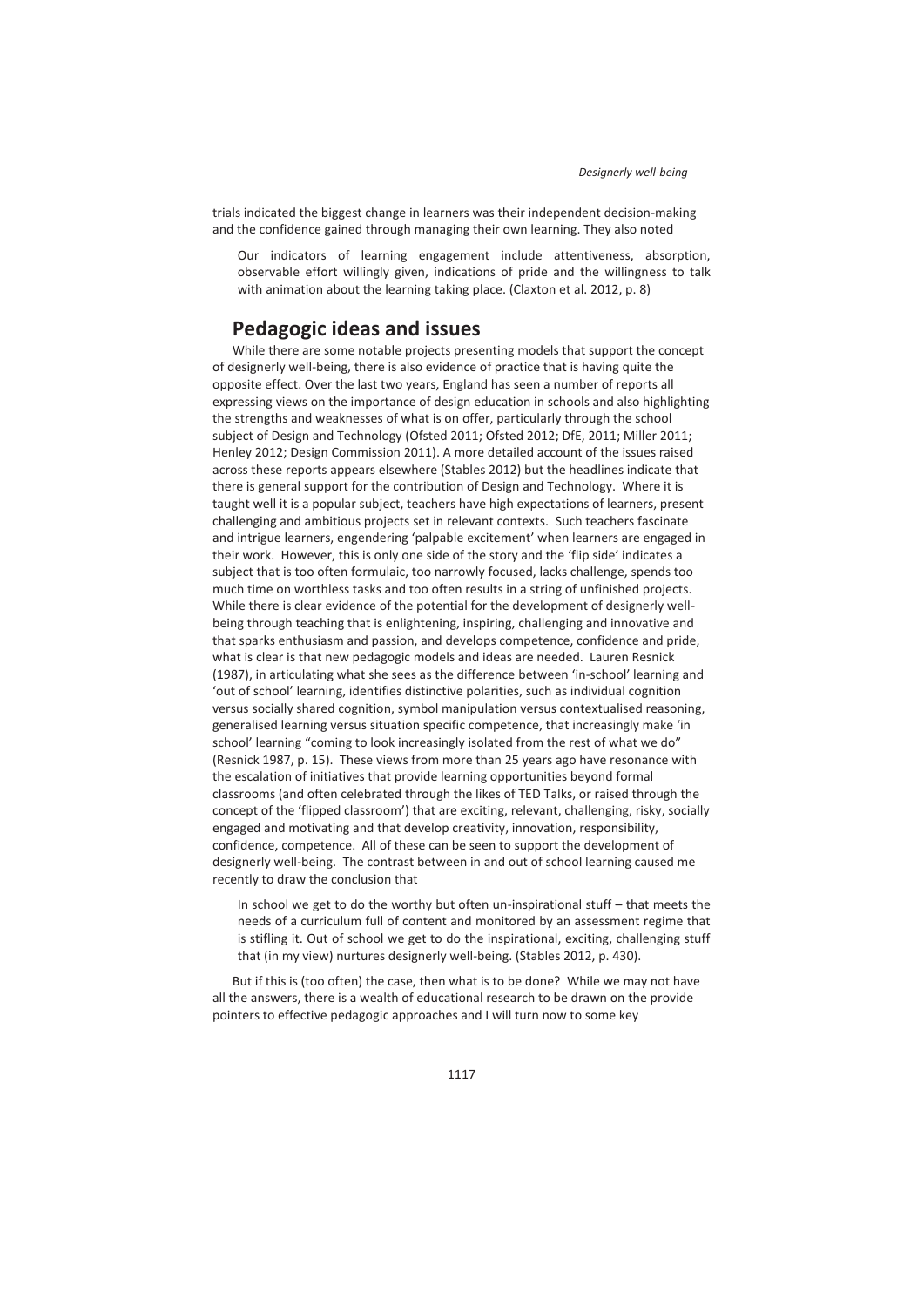trials indicated the biggest change in learners was their independent decision-making and the confidence gained through managing their own learning. They also noted

> Our indicators of learning engagement include attentiveness, absorption, observable effort willingly given, indications of pride and the willingness to talk with animation about the learning taking place. (Claxton et al. 2012, p. 8)

## Pedagogic ideas and issues

While there are some notable projects presenting models that support the concept of designerly well-being, there is also evidence of practice that is having quite the opposite effect. Over the last two years, England has seen a number of reports all expressing views on the importance of design education in schools and also highlighting the strengths and weaknesses of what is on offer, particularly through the school subject of Design and Technology (Ofsted 2011; Ofsted 2012; DfE, 2011; Miller 2011; Henley 2012; Design Commission 2011). A more detailed account of the issues raised across these reports appears elsewhere (Stables 2012) but the headlines indicate that there is general support for the contribution of Design and Technology. Where it is taught well it is a popular subject, teachers have high expectations of learners, present challenging and ambitious projects set in relevant contexts. Such teachers fascinate and intrigue learners, engendering 'palpable excitement' when learners are engaged in their work. However, this is only one side of the story and the 'flip side' indicates a subject that is too often formulaic, too narrowly focused, lacks challenge, spends too much time on worthless tasks and too often results in a string of unfinished projects. While there is clear evidence of the potential for the development of designerly well-being through teaching that is enlightening, inspiring, challenging and innovative and that sparks enthusiasm and passion, and develops competence, confidence and pride, what is clear is that new pedagogic models and ideas are needed. Lauren Resnick (1987), in articulating what she sees as the difference between 'in-school' learning and 'out of school' learning, identifies distinctive polarities, such as individual cognition versus socially shared cognition, symbol manipulation versus contextualised reasoning, generalised learning versus situation specific competence, that increasingly make 'in school' learning "coming to look increasingly isolated from the rest of what we do" (Resnick 1987, p. 15). These views from more than 25 years ago have resonance with the escalation of initiatives that provide learning opportunities beyond formal classrooms (and often celebrated through the likes of TED Talks, or raised through the concept of the 'flipped classroom') that are exciting, relevant, challenging, risky, socially engaged and motivating and that develop creativity, innovation, responsibility, confidence, competence. All of these can be seen to support the development of designerly well-being. The contrast between in and out of school learning caused me recently to draw the conclusion that

> In school we get to do the worthy but often un-inspirational stuff – that meets the needs of a curriculum full of content and monitored by an assessment regime that is stifling it. Out of school we get to do the inspirational, exciting, challenging stuff that (in my view) nurtures designerly well-being. (Stables 2012, p. 430).

But if this is (too often) the case, then what is to be done? While we may not have all the answers, there is a wealth of educational research to be drawn on the provide pointers to effective pedagogic approaches and I will turn now to some key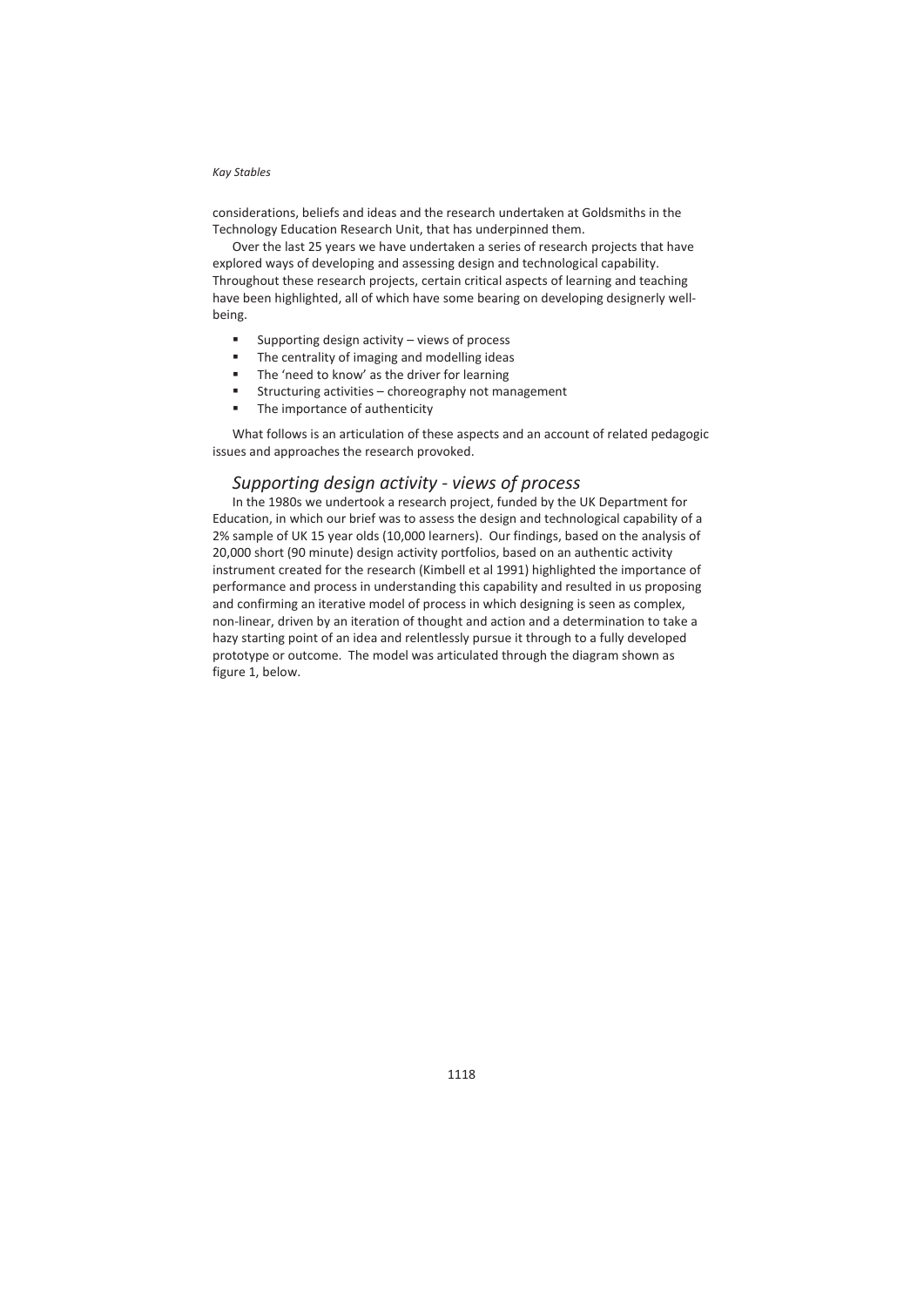considerations, beliefs and ideas and the research undertaken at Goldsmiths in the Technology Education Research Unit, that has underpinned them.

Over the last 25 years we have undertaken a series of research projects that have explored ways of developing and assessing design and technological capability. Throughout these research projects, certain critical aspects of learning and teaching have been highlighted, all of which have some bearing on developing designerly well-being.

- Supporting design activity – views of process
- The centrality of imaging and modelling ideas
- The 'need to know' as the driver for learning
- Structuring activities – choreography not management
- The importance of authenticity

What follows is an articulation of these aspects and an account of related pedagogic issues and approaches the research provoked.

## *Supporting design activity - views of process*

In the 1980s we undertook a research project, funded by the UK Department for Education, in which our brief was to assess the design and technological capability of a 2% sample of UK 15 year olds (10,000 learners). Our findings, based on the analysis of 20,000 short (90 minute) design activity portfolios, based on an authentic activity instrument created for the research (Kimbell et al 1991) highlighted the importance of performance and process in understanding this capability and resulted in us proposing and confirming an iterative model of process in which designing is seen as complex, non-linear, driven by an iteration of thought and action and a determination to take a hazy starting point of an idea and relentlessly pursue it through to a fully developed prototype or outcome. The model was articulated through the diagram shown as figure 1, below.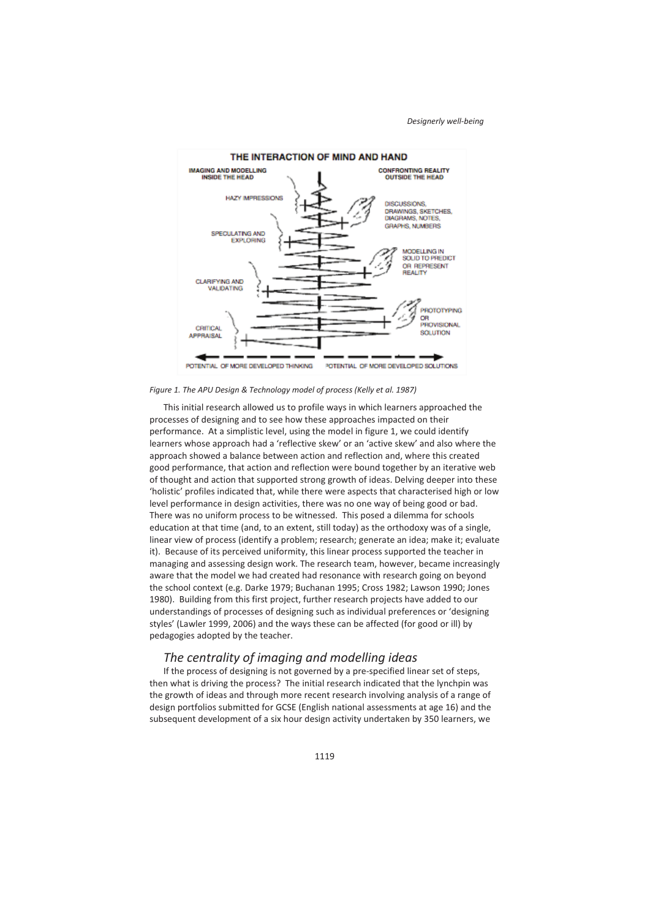*Figure 1. The APU Design & Technology model of process (Kelly et al. 1987)*

This initial research allowed us to profile ways in which learners approached the processes of designing and to see how these approaches impacted on their performance. At a simplistic level, using the model in figure 1, we could identify learners whose approach had a 'reflective skew' or an 'active skew' and also where the approach showed a balance between action and reflection and, where this created good performance, that action and reflection were bound together by an iterative web of thought and action that supported strong growth of ideas. Delving deeper into these 'holistic' profiles indicated that, while there were aspects that characterised high or low level performance in design activities, there was no one way of being good or bad. There was no uniform process to be witnessed. This posed a dilemma for schools education at that time (and, to an extent, still today) as the orthodoxy was of a single, linear view of process (identify a problem; research; generate an idea; make it; evaluate it). Because of its perceived uniformity, this linear process supported the teacher in managing and assessing design work. The research team, however, became increasingly aware that the model we had created had resonance with research going on beyond the school context (e.g. Darke 1979; Buchanan 1995; Cross 1982; Lawson 1990; Jones 1980). Building from this first project, further research projects have added to our understandings of processes of designing such as individual preferences or 'designing styles' (Lawler 1999, 2006) and the ways these can be affected (for good or ill) by pedagogies adopted by the teacher.

## *The centrality of imaging and modelling ideas*

If the process of designing is not governed by a pre-specified linear set of steps, then what is driving the process? The initial research indicated that the lynchpin was the growth of ideas and through more recent research involving analysis of a range of design portfolios submitted for GCSE (English national assessments at age 16) and the subsequent development of a six hour design activity undertaken by 350 learners, we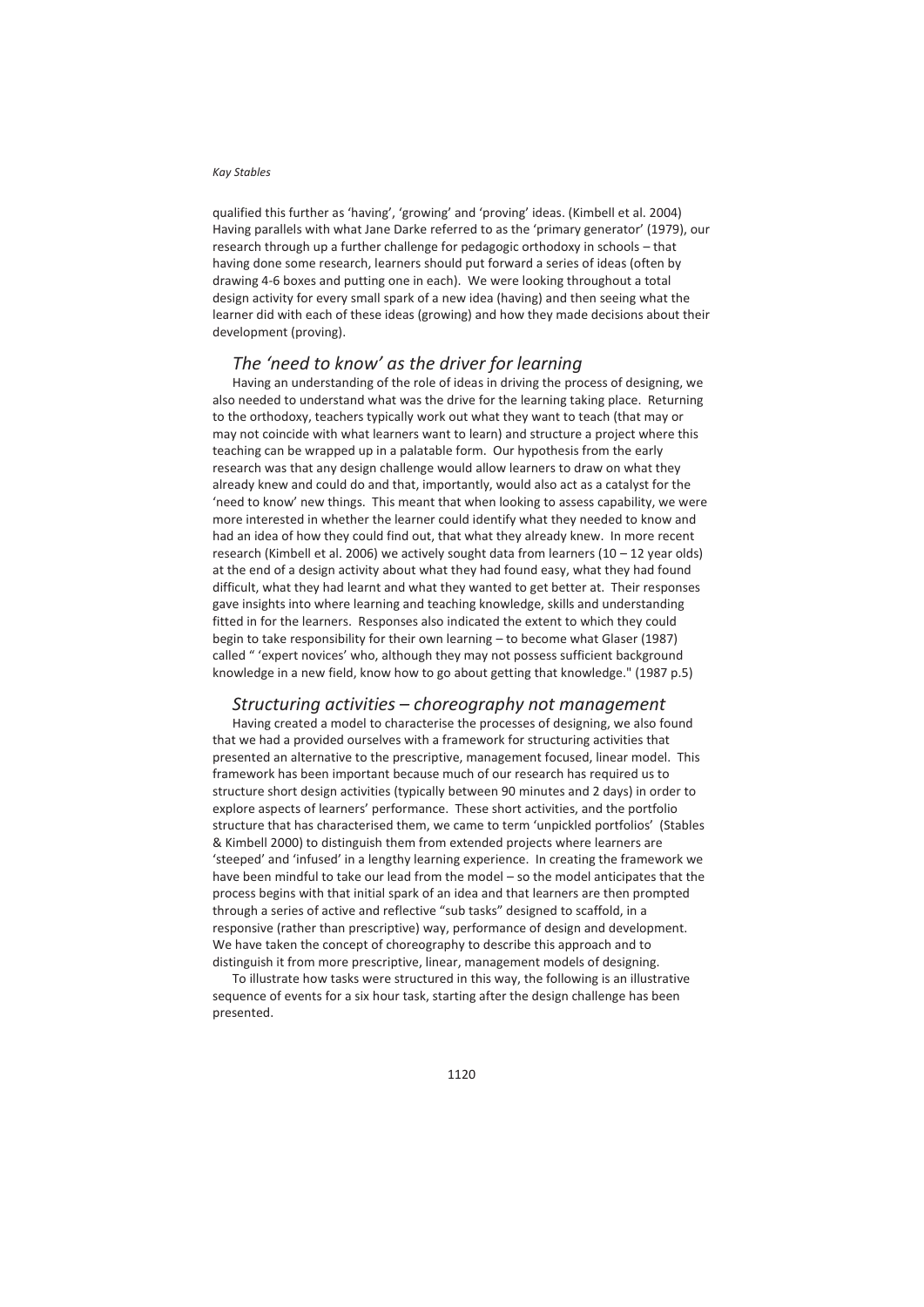qualified this further as 'having', 'growing' and 'proving' ideas. (Kimbell et al. 2004) Having parallels with what Jane Darke referred to as the 'primary generator' (1979), our research through up a further challenge for pedagogic orthodoxy in schools – that having done some research, learners should put forward a series of ideas (often by drawing 4-6 boxes and putting one in each). We were looking throughout a total design activity for every small spark of a new idea (having) and then seeing what the learner did with each of these ideas (growing) and how they made decisions about their development (proving).

## *The 'need to know' as the driver for learning*

Having an understanding of the role of ideas in driving the process of designing, we also needed to understand what was the drive for the learning taking place. Returning to the orthodoxy, teachers typically work out what they want to teach (that may or may not coincide with what learners want to learn) and structure a project where this teaching can be wrapped up in a palatable form. Our hypothesis from the early research was that any design challenge would allow learners to draw on what they already knew and could do and that, importantly, would also act as a catalyst for the 'need to know' new things. This meant that when looking to assess capability, we were more interested in whether the learner could identify what they needed to know and had an idea of how they could find out, that what they already knew. In more recent research (Kimbell et al. 2006) we actively sought data from learners (10 – 12 year olds) at the end of a design activity about what they had found easy, what they had found difficult, what they had learnt and what they wanted to get better at. Their responses gave insights into where learning and teaching knowledge, skills and understanding fitted in for the learners. Responses also indicated the extent to which they could begin to take responsibility for their own learning – to become what Glaser (1987) called " 'expert novices' who, although they may not possess sufficient background knowledge in a new field, know how to go about getting that knowledge." (1987 p.5)

## *Structuring activities – choreography not management*

Having created a model to characterise the processes of designing, we also found that we had a provided ourselves with a framework for structuring activities that presented an alternative to the prescriptive, management focused, linear model. This framework has been important because much of our research has required us to structure short design activities (typically between 90 minutes and 2 days) in order to explore aspects of learners' performance. These short activities, and the portfolio structure that has characterised them, we came to term 'unpickled portfolios' (Stables & Kimbell 2000) to distinguish them from extended projects where learners are 'steeped' and 'infused' in a lengthy learning experience. In creating the framework we have been mindful to take our lead from the model – so the model anticipates that the process begins with that initial spark of an idea and that learners are then prompted through a series of active and reflective "sub tasks" designed to scaffold, in a responsive (rather than prescriptive) way, performance of design and development. We have taken the concept of choreography to describe this approach and to distinguish it from more prescriptive, linear, management models of designing.

To illustrate how tasks were structured in this way, the following is an illustrative sequence of events for a six hour task, starting after the design challenge has been presented.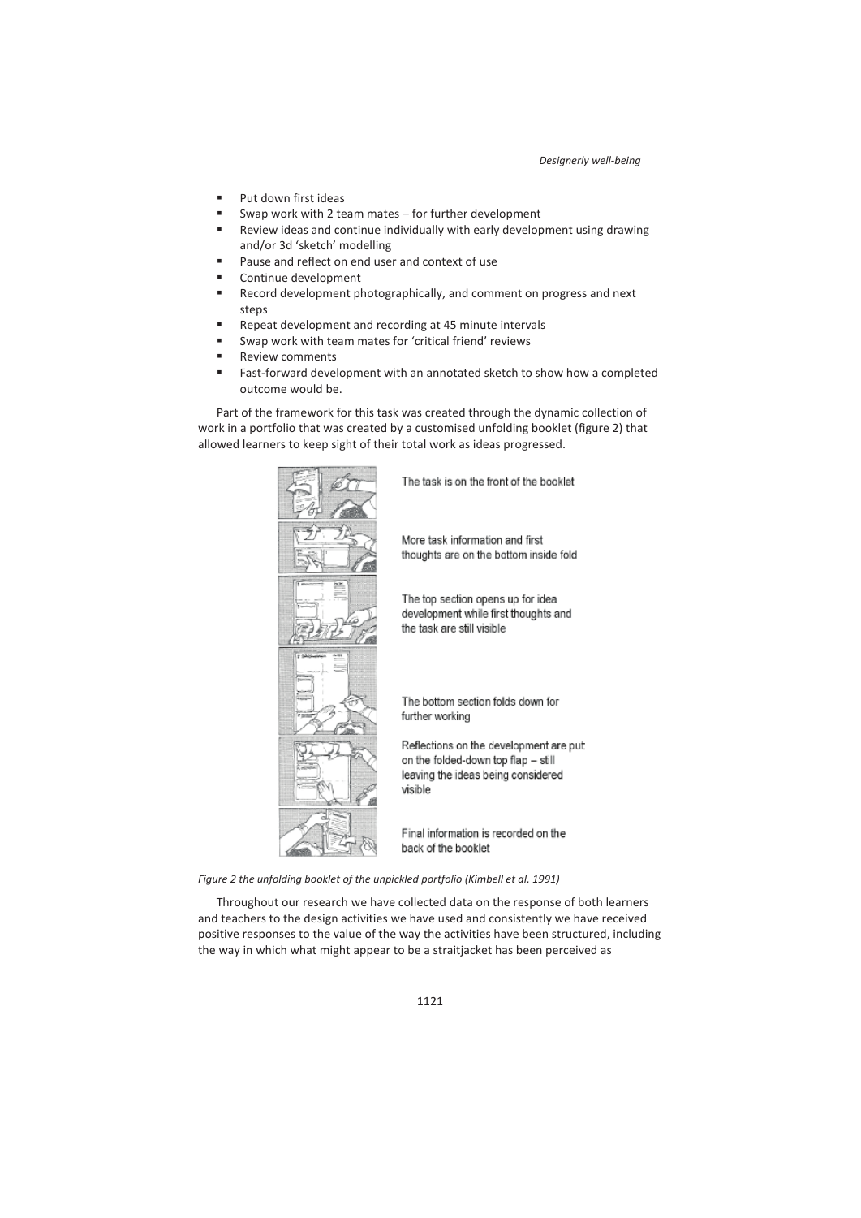- Put down first ideas
- Swap work with 2 team mates – for further development
- Review ideas and continue individually with early development using drawing and/or 3d 'sketch' modelling
- Pause and reflect on end user and context of use
- Continue development
- Record development photographically, and comment on progress and next steps
- Repeat development and recording at 45 minute intervals
- Swap work with team mates for 'critical friend' reviews
- Review comments
- Fast-forward development with an annotated sketch to show how a completed outcome would be.

Part of the framework for this task was created through the dynamic collection of work in a portfolio that was created by a customised unfolding booklet (figure 2) that allowed learners to keep sight of their total work as ideas progressed.

The task is on the front of the booklet

More task information and first thoughts are on the bottom inside fold

The top section opens up for idea development while first thoughts and the task are still visible

The bottom section folds down for further working

Reflections on the development are put on the folded-down top flap – still leaving the ideas being considered visible

Final information is recorded on the back of the booklet

*Figure 2 the unfolding booklet of the unpickled portfolio (Kimbell et al. 1991)*

Throughout our research we have collected data on the response of both learners and teachers to the design activities we have used and consistently we have received positive responses to the value of the way the activities have been structured, including the way in which what might appear to be a straitjacket has been perceived as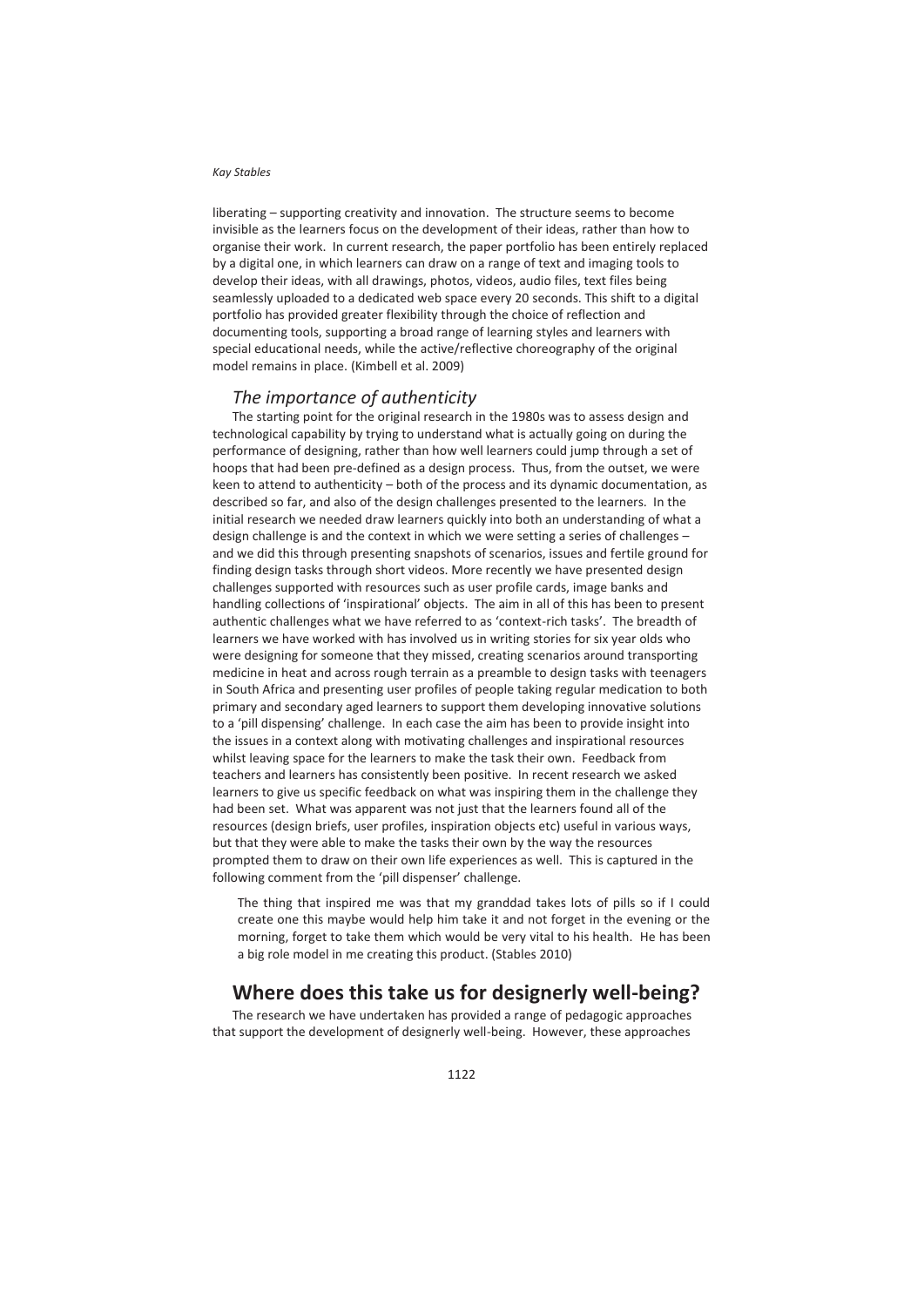liberating – supporting creativity and innovation. The structure seems to become invisible as the learners focus on the development of their ideas, rather than how to organise their work. In current research, the paper portfolio has been entirely replaced by a digital one, in which learners can draw on a range of text and imaging tools to develop their ideas, with all drawings, photos, videos, audio files, text files being seamlessly uploaded to a dedicated web space every 20 seconds. This shift to a digital portfolio has provided greater flexibility through the choice of reflection and documenting tools, supporting a broad range of learning styles and learners with special educational needs, while the active/reflective choreography of the original model remains in place. (Kimbell et al. 2009)

### *The importance of authenticity*

The starting point for the original research in the 1980s was to assess design and technological capability by trying to understand what is actually going on during the performance of designing, rather than how well learners could jump through a set of hoops that had been pre-defined as a design process. Thus, from the outset, we were keen to attend to authenticity – both of the process and its dynamic documentation, as described so far, and also of the design challenges presented to the learners. In the initial research we needed draw learners quickly into both an understanding of what a design challenge is and the context in which we were setting a series of challenges – and we did this through presenting snapshots of scenarios, issues and fertile ground for finding design tasks through short videos. More recently we have presented design challenges supported with resources such as user profile cards, image banks and handling collections of 'inspirational' objects. The aim in all of this has been to present authentic challenges what we have referred to as 'context-rich tasks'. The breadth of learners we have worked with has involved us in writing stories for six year olds who were designing for someone that they missed, creating scenarios around transporting medicine in heat and across rough terrain as a preamble to design tasks with teenagers in South Africa and presenting user profiles of people taking regular medication to both primary and secondary aged learners to support them developing innovative solutions to a 'pill dispensing' challenge. In each case the aim has been to provide insight into the issues in a context along with motivating challenges and inspirational resources whilst leaving space for the learners to make the task their own. Feedback from teachers and learners has consistently been positive. In recent research we asked learners to give us specific feedback on what was inspiring them in the challenge they had been set. What was apparent was not just that the learners found all of the resources (design briefs, user profiles, inspiration objects etc) useful in various ways, but that they were able to make the tasks their own by the way the resources prompted them to draw on their own life experiences as well. This is captured in the following comment from the 'pill dispenser' challenge.

> The thing that inspired me was that my granddad takes lots of pills so if I could create one this maybe would help him take it and not forget in the evening or the morning, forget to take them which would be very vital to his health. He has been a big role model in me creating this product. (Stables 2010)

## Where does this take us for designerly well-being?

The research we have undertaken has provided a range of pedagogic approaches that support the development of designerly well-being. However, these approaches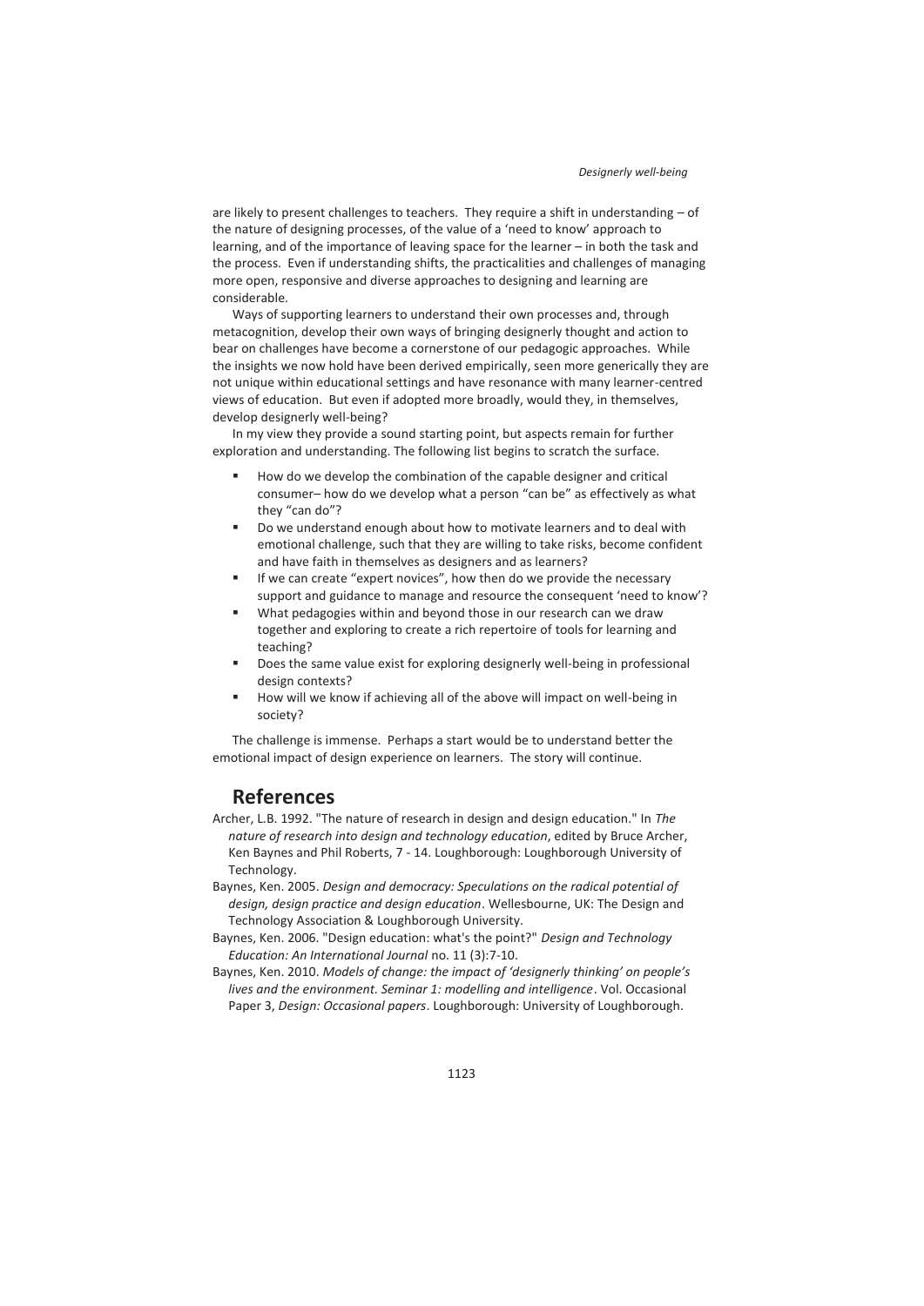are likely to present challenges to teachers. They require a shift in understanding – of the nature of designing processes, of the value of a 'need to know' approach to learning, and of the importance of leaving space for the learner – in both the task and the process. Even if understanding shifts, the practicalities and challenges of managing more open, responsive and diverse approaches to designing and learning are considerable.

Ways of supporting learners to understand their own processes and, through metacognition, develop their own ways of bringing designerly thought and action to bear on challenges have become a cornerstone of our pedagogic approaches. While the insights we now hold have been derived empirically, seen more generically they are not unique within educational settings and have resonance with many learner-centred views of education. But even if adopted more broadly, would they, in themselves, develop designerly well-being?

In my view they provide a sound starting point, but aspects remain for further exploration and understanding. The following list begins to scratch the surface.

- How do we develop the combination of the capable designer and critical consumer– how do we develop what a person "can be" as effectively as what they "can do"?
- Do we understand enough about how to motivate learners and to deal with emotional challenge, such that they are willing to take risks, become confident and have faith in themselves as designers and as learners?
- If we can create "expert novices", how then do we provide the necessary support and guidance to manage and resource the consequent 'need to know'?
- What pedagogies within and beyond those in our research can we draw together and exploring to create a rich repertoire of tools for learning and teaching?
- Does the same value exist for exploring designerly well-being in professional design contexts?
- How will we know if achieving all of the above will impact on well-being in society?

The challenge is immense. Perhaps a start would be to understand better the emotional impact of design experience on learners. The story will continue.

## References

Archer, L.B. 1992. "The nature of research in design and design education." In *The nature of research into design and technology education*, edited by Bruce Archer, Ken Baynes and Phil Roberts, 7 - 14. Loughborough: Loughborough University of Technology.

Baynes, Ken. 2005. *Design and democracy: Speculations on the radical potential of design, design practice and design education*. Wellesbourne, UK: The Design and Technology Association & Loughborough University.

Baynes, Ken. 2006. "Design education: what's the point?" *Design and Technology Education: An International Journal* no. 11 (3):7-10.

Baynes, Ken. 2010. *Models of change: the impact of 'designerly thinking' on people's lives and the environment. Seminar 1: modelling and intelligence*. Vol. Occasional Paper 3, *Design: Occasional papers*. Loughborough: University of Loughborough.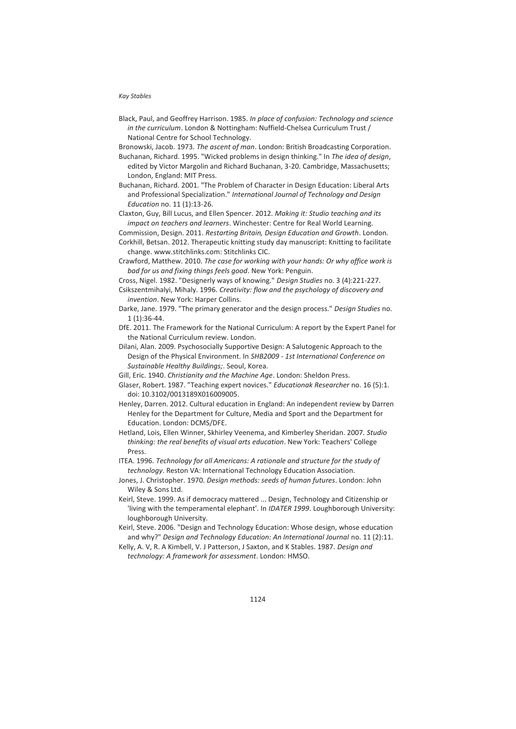Black, Paul, and Geoffrey Harrison. 1985. *In place of confusion: Technology and science in the curriculum*. London & Nottingham: Nuffield-Chelsea Curriculum Trust / National Centre for School Technology.

Bronowski, Jacob. 1973. *The ascent of man*. London: British Broadcasting Corporation.

Buchanan, Richard. 1995. "Wicked problems in design thinking." In *The idea of design*, edited by Victor Margolin and Richard Buchanan, 3-20. Cambridge, Massachusetts; London, England: MIT Press.

Buchanan, Richard. 2001. "The Problem of Character in Design Education: Liberal Arts and Professional Specialization." *International Journal of Technology and Design Education* no. 11 (1):13-26.

Claxton, Guy, Bill Lucus, and Ellen Spencer. 2012. *Making it: Studio teaching and its impact on teachers and learners*. Winchester: Centre for Real World Learning.

Commission, Design. 2011. *Restarting Britain, Design Education and Growth*. London.

Corkhill, Betsan. 2012. Therapeutic knitting study day manuscript: Knitting to facilitate change. www.stitchlinks.com: Stitchlinks CIC.

Crawford, Matthew. 2010. *The case for working with your hands: Or why office work is bad for us and fixing things feels good*. New York: Penguin.

Cross, Nigel. 1982. "Designerly ways of knowing." *Design Studies* no. 3 (4):221-227.

Csikszentmihalyi, Mihaly. 1996. *Creativity: flow and the psychology of discovery and invention*. New York: Harper Collins.

Darke, Jane. 1979. "The primary generator and the design process." *Design Studies* no. 1 (1):36-44.

DfE. 2011. The Framework for the National Curriculum: A report by the Expert Panel for the National Curriculum review. London.

Dilani, Alan. 2009. Psychosocially Supportive Design: A Salutogenic Approach to the Design of the Physical Environment. In *SHB2009 - 1st International Conference on Sustainable Healthy Buildings;*. Seoul, Korea.

Gill, Eric. 1940. *Christianity and the Machine Age*. London: Sheldon Press.

Glaser, Robert. 1987. "Teaching expert novices." *Educationak Researcher* no. 16 (5):1. doi: 10.3102/0013189X016009005.

Henley, Darren. 2012. Cultural education in England: An independent review by Darren Henley for the Department for Culture, Media and Sport and the Department for Education. London: DCMS/DFE.

Hetland, Lois, Ellen Winner, Skhirley Veenema, and Kimberley Sheridan. 2007. *Studio thinking: the real benefits of visual arts education*. New York: Teachers' College Press.

ITEA. 1996. *Technology for all Americans: A rationale and structure for the study of technology*. Reston VA: International Technology Education Association.

Jones, J. Christopher. 1970. *Design methods: seeds of human futures*. London: John Wiley & Sons Ltd.

Keirl, Steve. 1999. As if democracy mattered ... Design, Technology and Citizenship or 'living with the temperamental elephant'. In *IDATER 1999*. Loughborough University: loughborough University.

Keirl, Steve. 2006. "Design and Technology Education: Whose design, whose education and why?" *Design and Technology Education: An International Journal* no. 11 (2):11.

Kelly, A. V, R. A Kimbell, V. J Patterson, J Saxton, and K Stables. 1987. *Design and technology: A framework for assessment*. London: HMSO.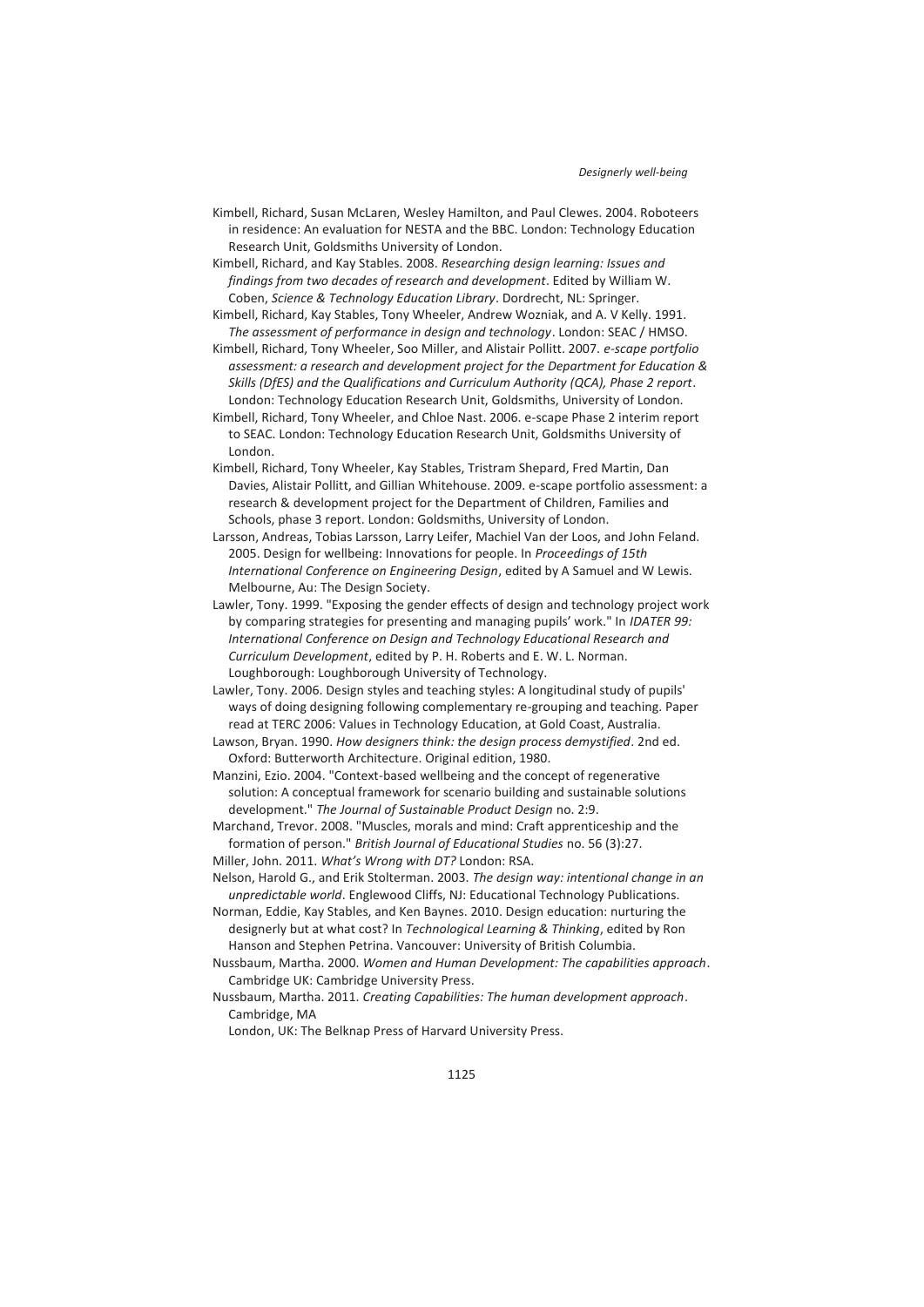Kimbell, Richard, Susan McLaren, Wesley Hamilton, and Paul Clewes. 2004. Roboteers in residence: An evaluation for NESTA and the BBC. London: Technology Education Research Unit, Goldsmiths University of London.

Kimbell, Richard, and Kay Stables. 2008. *Researching design learning: Issues and findings from two decades of research and development*. Edited by William W. Coben, *Science & Technology Education Library*. Dordrecht, NL: Springer.

Kimbell, Richard, Kay Stables, Tony Wheeler, Andrew Wozniak, and A. V Kelly. 1991. *The assessment of performance in design and technology*. London: SEAC / HMSO.

Kimbell, Richard, Tony Wheeler, Soo Miller, and Alistair Pollitt. 2007. *e-scape portfolio assessment: a research and development project for the Department for Education & Skills (DfES) and the Qualifications and Curriculum Authority (QCA), Phase 2 report*. London: Technology Education Research Unit, Goldsmiths, University of London.

Kimbell, Richard, Tony Wheeler, and Chloe Nast. 2006. e-scape Phase 2 interim report to SEAC. London: Technology Education Research Unit, Goldsmiths University of London.

Kimbell, Richard, Tony Wheeler, Kay Stables, Tristram Shepard, Fred Martin, Dan Davies, Alistair Pollitt, and Gillian Whitehouse. 2009. e-scape portfolio assessment: a research & development project for the Department of Children, Families and Schools, phase 3 report. London: Goldsmiths, University of London.

Larsson, Andreas, Tobias Larsson, Larry Leifer, Machiel Van der Loos, and John Feland. 2005. Design for wellbeing: Innovations for people. In *Proceedings of 15th International Conference on Engineering Design*, edited by A Samuel and W Lewis. Melbourne, Au: The Design Society.

Lawler, Tony. 1999. "Exposing the gender effects of design and technology project work by comparing strategies for presenting and managing pupils' work." In *IDATER 99: International Conference on Design and Technology Educational Research and Curriculum Development*, edited by P. H. Roberts and E. W. L. Norman. Loughborough: Loughborough University of Technology.

Lawler, Tony. 2006. Design styles and teaching styles: A longitudinal study of pupils' ways of doing designing following complementary re-grouping and teaching. Paper read at TERC 2006: Values in Technology Education, at Gold Coast, Australia.

Lawson, Bryan. 1990. *How designers think: the design process demystified*. 2nd ed. Oxford: Butterworth Architecture. Original edition, 1980.

Manzini, Ezio. 2004. "Context-based wellbeing and the concept of regenerative solution: A conceptual framework for scenario building and sustainable solutions development." *The Journal of Sustainable Product Design* no. 2:9.

Marchand, Trevor. 2008. "Muscles, morals and mind: Craft apprenticeship and the formation of person." *British Journal of Educational Studies* no. 56 (3):27.

Miller, John. 2011. *What's Wrong with DT?* London: RSA.

Nelson, Harold G., and Erik Stolterman. 2003. *The design way: intentional change in an unpredictable world*. Englewood Cliffs, NJ: Educational Technology Publications.

Norman, Eddie, Kay Stables, and Ken Baynes. 2010. Design education: nurturing the designerly but at what cost? In *Technological Learning & Thinking*, edited by Ron Hanson and Stephen Petrina. Vancouver: University of British Columbia.

Nussbaum, Martha. 2000. *Women and Human Development: The capabilities approach*. Cambridge UK: Cambridge University Press.

Nussbaum, Martha. 2011. *Creating Capabilities: The human development approach*. Cambridge, MA
London, UK: The Belknap Press of Harvard University Press.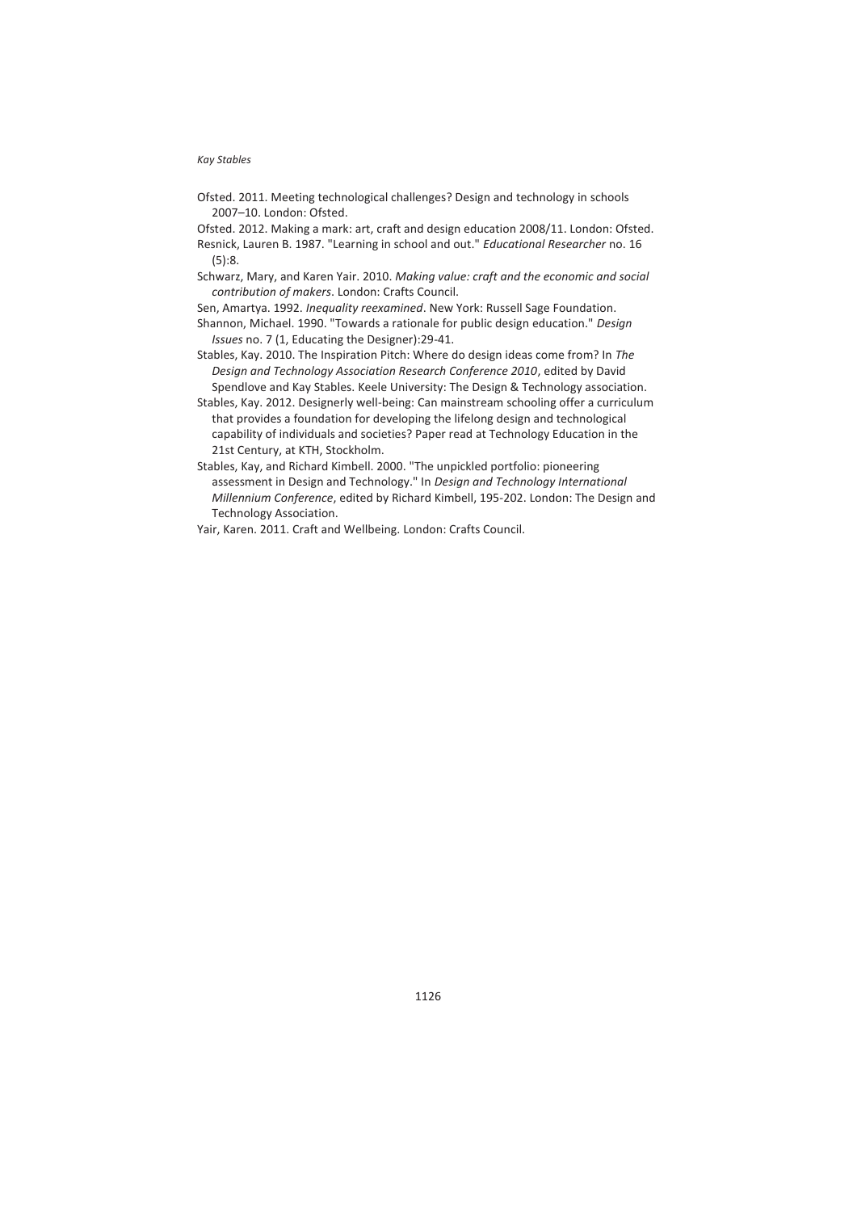Ofsted. 2011. Meeting technological challenges? Design and technology in schools 2007–10. London: Ofsted.

Ofsted. 2012. Making a mark: art, craft and design education 2008/11. London: Ofsted.

Resnick, Lauren B. 1987. "Learning in school and out." *Educational Researcher* no. 16 (5):8.

Schwarz, Mary, and Karen Yair. 2010. *Making value: craft and the economic and social contribution of makers*. London: Crafts Council.

Sen, Amartya. 1992. *Inequality reexamined*. New York: Russell Sage Foundation.

Shannon, Michael. 1990. "Towards a rationale for public design education." *Design Issues* no. 7 (1, Educating the Designer):29-41.

Stables, Kay. 2010. The Inspiration Pitch: Where do design ideas come from? In *The Design and Technology Association Research Conference 2010*, edited by David Spendlove and Kay Stables. Keele University: The Design & Technology association.

Stables, Kay. 2012. Designerly well-being: Can mainstream schooling offer a curriculum that provides a foundation for developing the lifelong design and technological capability of individuals and societies? Paper read at Technology Education in the 21st Century, at KTH, Stockholm.

Stables, Kay, and Richard Kimbell. 2000. "The unpickled portfolio: pioneering assessment in Design and Technology." In *Design and Technology International Millennium Conference*, edited by Richard Kimbell, 195-202. London: The Design and Technology Association.

Yair, Karen. 2011. Craft and Wellbeing. London: Crafts Council.